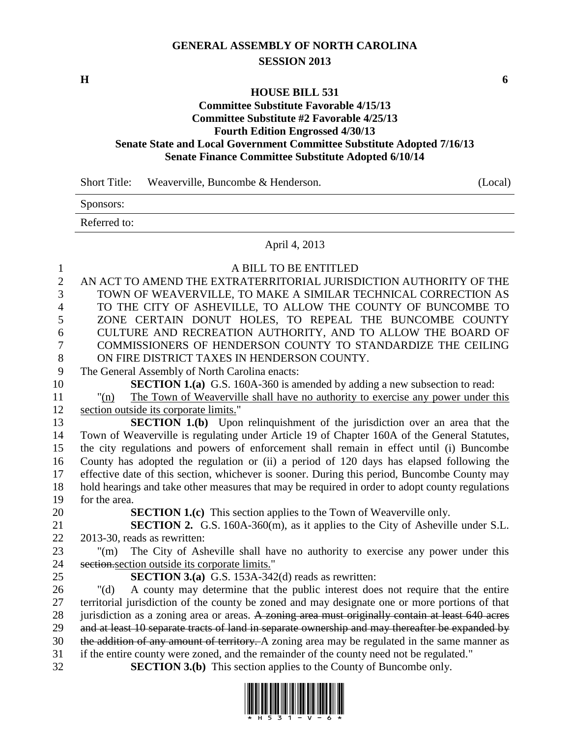# GENERAL ASSEMBLY OF NORTH CAROLINA
## SESSION 2013

**H** **6**

## HOUSE BILL 531
### Committee Substitute Favorable 4/15/13
### Committee Substitute #2 Favorable 4/25/13
### Fourth Edition Engrossed 4/30/13
### Senate State and Local Government Committee Substitute Adopted 7/16/13
### Senate Finance Committee Substitute Adopted 6/10/14

Short Title: Weaverville, Buncombe & Henderson. (Local)

Sponsors:

Referred to:

April 4, 2013

A BILL TO BE ENTITLED

AN ACT TO AMEND THE EXTRATERRITORIAL JURISDICTION AUTHORITY OF THE TOWN OF WEAVERVILLE, TO MAKE A SIMILAR TECHNICAL CORRECTION AS TO THE CITY OF ASHEVILLE, TO ALLOW THE COUNTY OF BUNCOMBE TO ZONE CERTAIN DONUT HOLES, TO REPEAL THE BUNCOMBE COUNTY CULTURE AND RECREATION AUTHORITY, AND TO ALLOW THE BOARD OF COMMISSIONERS OF HENDERSON COUNTY TO STANDARDIZE THE CEILING ON FIRE DISTRICT TAXES IN HENDERSON COUNTY.

The General Assembly of North Carolina enacts:

**SECTION 1.(a)** G.S. 160A-360 is amended by adding a new subsection to read:

"<u>(n)</u> <u>The Town of Weaverville shall have no authority to exercise any power under this section outside its corporate limits.</u>"

**SECTION 1.(b)** Upon relinquishment of the jurisdiction over an area that the Town of Weaverville is regulating under Article 19 of Chapter 160A of the General Statutes, the city regulations and powers of enforcement shall remain in effect until (i) Buncombe County has adopted the regulation or (ii) a period of 120 days has elapsed following the effective date of this section, whichever is sooner. During this period, Buncombe County may hold hearings and take other measures that may be required in order to adopt county regulations for the area.

**SECTION 1.(c)** This section applies to the Town of Weaverville only.

**SECTION 2.** G.S. 160A-360(m), as it applies to the City of Asheville under S.L. 2013-30, reads as rewritten:

"(m) The City of Asheville shall have no authority to exercise any power under this ~~section.~~<u>section outside its corporate limits.</u>"

**SECTION 3.(a)** G.S. 153A-342(d) reads as rewritten:

"(d) A county may determine that the public interest does not require that the entire territorial jurisdiction of the county be zoned and may designate one or more portions of that jurisdiction as a zoning area or areas. ~~A zoning area must originally contain at least 640 acres and at least 10 separate tracts of land in separate ownership and may thereafter be expanded by the addition of any amount of territory.~~ A zoning area may be regulated in the same manner as if the entire county were zoned, and the remainder of the county need not be regulated."

**SECTION 3.(b)** This section applies to the County of Buncombe only.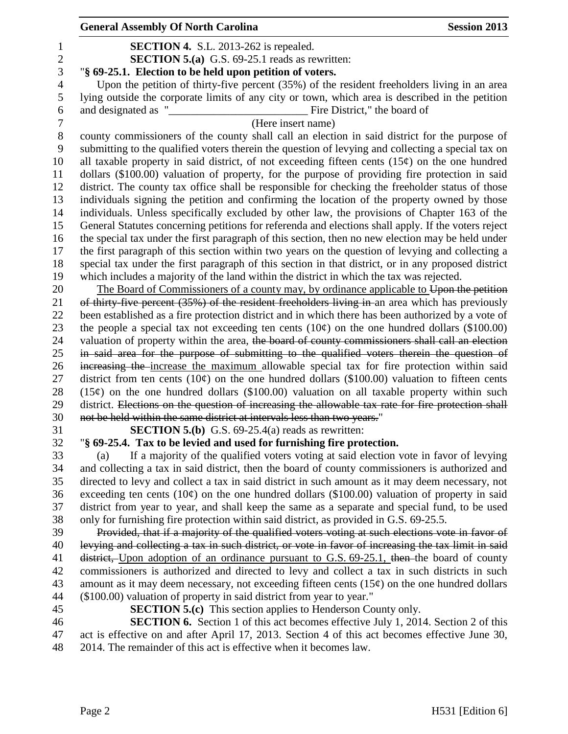**SECTION 4.** S.L. 2013-262 is repealed.

**SECTION 5.(a)** G.S. 69-25.1 reads as rewritten:

"**§ 69-25.1. Election to be held upon petition of voters.**

Upon the petition of thirty-five percent (35%) of the resident freeholders living in an area lying outside the corporate limits of any city or town, which area is described in the petition and designated as "\_\_\_\_\_\_\_\_\_\_\_\_\_\_\_\_\_\_\_\_\_\_\_\_\_ Fire District," the board of

(Here insert name)

county commissioners of the county shall call an election in said district for the purpose of submitting to the qualified voters therein the question of levying and collecting a special tax on all taxable property in said district, of not exceeding fifteen cents (15¢) on the one hundred dollars ($100.00) valuation of property, for the purpose of providing fire protection in said district. The county tax office shall be responsible for checking the freeholder status of those individuals signing the petition and confirming the location of the property owned by those individuals. Unless specifically excluded by other law, the provisions of Chapter 163 of the General Statutes concerning petitions for referenda and elections shall apply. If the voters reject the special tax under the first paragraph of this section, then no new election may be held under the first paragraph of this section within two years on the question of levying and collecting a special tax under the first paragraph of this section in that district, or in any proposed district which includes a majority of the land within the district in which the tax was rejected.

<u>The Board of Commissioners of a county may, by ordinance applicable to</u> ~~Upon the petition of thirty-five percent (35%) of the resident freeholders living in~~ an area which has previously been established as a fire protection district and in which there has been authorized by a vote of the people a special tax not exceeding ten cents (10¢) on the one hundred dollars ($100.00) valuation of property within the area, ~~the board of county commissioners shall call an election in said area for the purpose of submitting to the qualified voters therein the question of increasing the~~ <u>increase the maximum</u> allowable special tax for fire protection within said district from ten cents (10¢) on the one hundred dollars ($100.00) valuation to fifteen cents (15¢) on the one hundred dollars ($100.00) valuation on all taxable property within such district. ~~Elections on the question of increasing the allowable tax rate for fire protection shall not be held within the same district at intervals less than two years.~~"

**SECTION 5.(b)** G.S. 69-25.4(a) reads as rewritten:

"**§ 69-25.4. Tax to be levied and used for furnishing fire protection.**

(a) If a majority of the qualified voters voting at said election vote in favor of levying and collecting a tax in said district, then the board of county commissioners is authorized and directed to levy and collect a tax in said district in such amount as it may deem necessary, not exceeding ten cents (10¢) on the one hundred dollars ($100.00) valuation of property in said district from year to year, and shall keep the same as a separate and special fund, to be used only for furnishing fire protection within said district, as provided in G.S. 69-25.5.

~~Provided, that if a majority of the qualified voters voting at such elections vote in favor of levying and collecting a tax in such district, or vote in favor of increasing the tax limit in said district,~~ <u>Upon adoption of an ordinance pursuant to G.S. 69-25.1,</u> ~~then~~ the board of county commissioners is authorized and directed to levy and collect a tax in such districts in such amount as it may deem necessary, not exceeding fifteen cents (15¢) on the one hundred dollars ($100.00) valuation of property in said district from year to year."

**SECTION 5.(c)** This section applies to Henderson County only.

**SECTION 6.** Section 1 of this act becomes effective July 1, 2014. Section 2 of this act is effective on and after April 17, 2013. Section 4 of this act becomes effective June 30, 2014. The remainder of this act is effective when it becomes law.